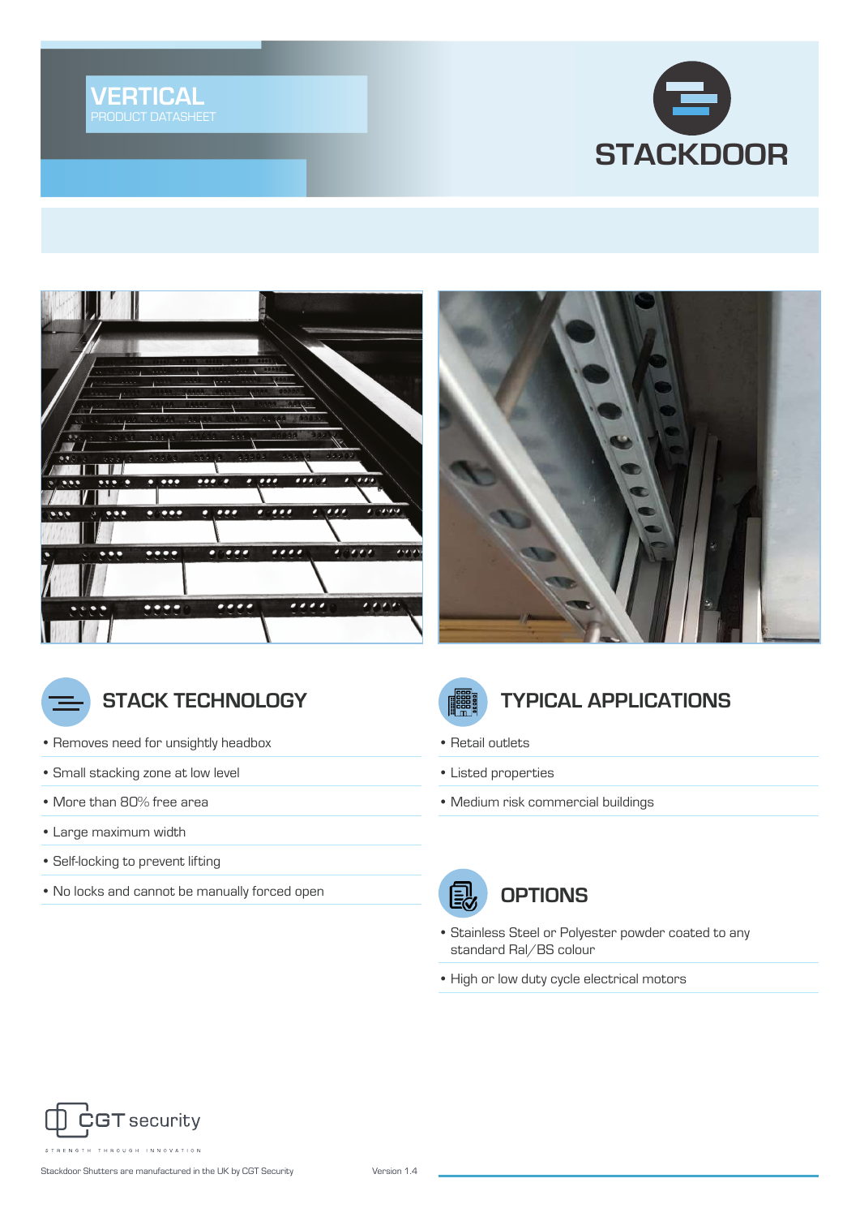# VERTICAL

PRODUCT DATASHEET

STACKDOOR

## STACK TECHNOLOGY

- Removes need for unsightly headbox
- Small stacking zone at low level
- More than 80% free area
- Large maximum width
- Self-locking to prevent lifting
- No locks and cannot be manually forced open

## TYPICAL APPLICATIONS

- Retail outlets
- Listed properties
- Medium risk commercial buildings

## OPTIONS

- Stainless Steel or Polyester powder coated to any standard Ral/BS colour
- High or low duty cycle electrical motors

CGT security

STRENGTH THROUGH INNOVATION

Stackdoor Shutters are manufactured in the UK by CGT Security

Version 1.4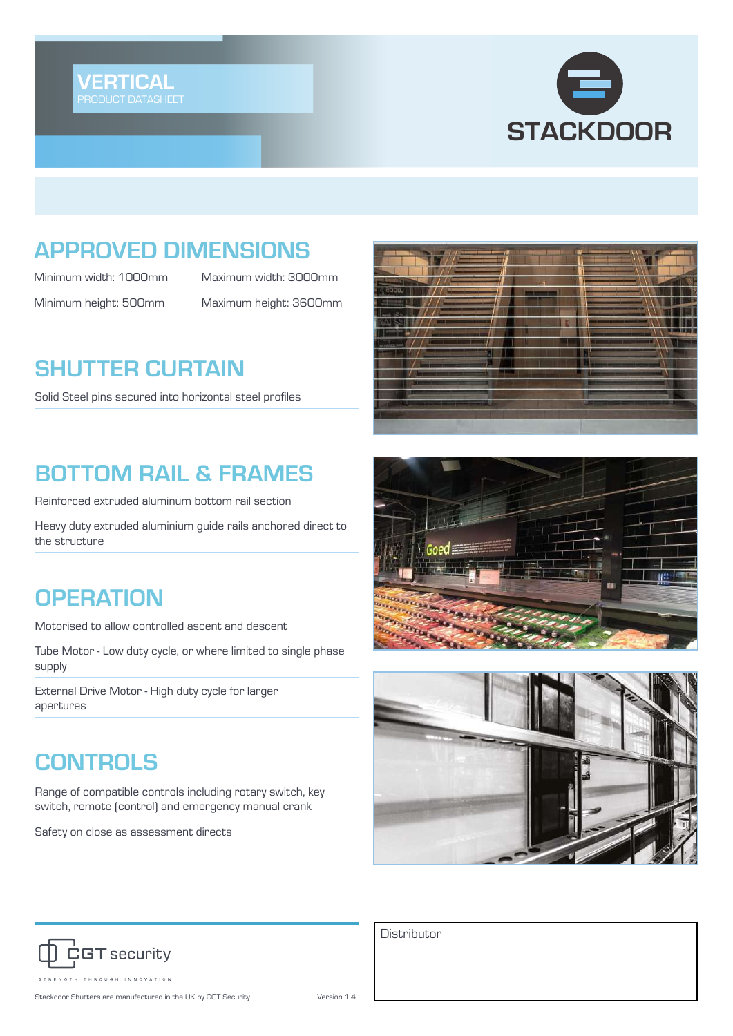# VERTICAL

PRODUCT DATASHEET

STACKDOOR

## APPROVED DIMENSIONS

| | |
|---|---|
| Minimum width: 1000mm | Maximum width: 3000mm |
| Minimum height: 500mm | Maximum height: 3600mm |

## SHUTTER CURTAIN

Solid Steel pins secured into horizontal steel profiles

## BOTTOM RAIL & FRAMES

Reinforced extruded aluminum bottom rail section

Heavy duty extruded aluminium guide rails anchored direct to the structure

## OPERATION

Motorised to allow controlled ascent and descent

Tube Motor - Low duty cycle, or where limited to single phase supply

External Drive Motor - High duty cycle for larger apertures

## CONTROLS

Range of compatible controls including rotary switch, key switch, remote (control) and emergency manual crank

Safety on close as assessment directs

CGT security

STRENGTH THROUGH INNOVATION

Stackdoor Shutters are manufactured in the UK by CGT Security

Version 1.4

Distributor